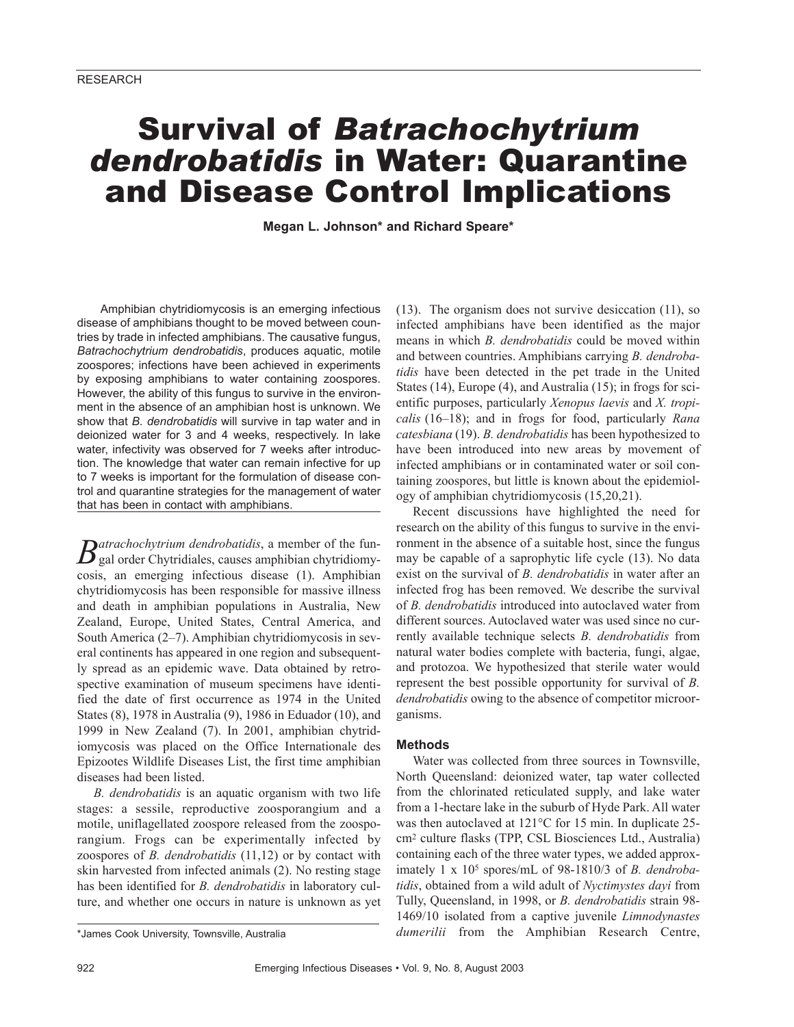RESEARCH

# Survival of *Batrachochytrium dendrobatidis* in Water: Quarantine and Disease Control Implications

**Megan L. Johnson\* and Richard Speare\***

Amphibian chytridiomycosis is an emerging infectious disease of amphibians thought to be moved between countries by trade in infected amphibians. The causative fungus, *Batrachochytrium dendrobatidis*, produces aquatic, motile zoospores; infections have been achieved in experiments by exposing amphibians to water containing zoospores. However, the ability of this fungus to survive in the environment in the absence of an amphibian host is unknown. We show that *B. dendrobatidis* will survive in tap water and in deionized water for 3 and 4 weeks, respectively. In lake water, infectivity was observed for 7 weeks after introduction. The knowledge that water can remain infective for up to 7 weeks is important for the formulation of disease control and quarantine strategies for the management of water that has been in contact with amphibians.

*Batrachochytrium dendrobatidis*, a member of the fungal order Chytridiales, causes amphibian chytridiomycosis, an emerging infectious disease (1). Amphibian chytridiomycosis has been responsible for massive illness and death in amphibian populations in Australia, New Zealand, Europe, United States, Central America, and South America (2–7). Amphibian chytridiomycosis in several continents has appeared in one region and subsequently spread as an epidemic wave. Data obtained by retrospective examination of museum specimens have identified the date of first occurrence as 1974 in the United States (8), 1978 in Australia (9), 1986 in Eduador (10), and 1999 in New Zealand (7). In 2001, amphibian chytridiomycosis was placed on the Office Internationale des Epizootes Wildlife Diseases List, the first time amphibian diseases had been listed.

*B. dendrobatidis* is an aquatic organism with two life stages: a sessile, reproductive zoosporangium and a motile, uniflagellated zoospore released from the zoosporangium. Frogs can be experimentally infected by zoospores of *B. dendrobatidis* (11,12) or by contact with skin harvested from infected animals (2). No resting stage has been identified for *B. dendrobatidis* in laboratory culture, and whether one occurs in nature is unknown as yet (13). The organism does not survive desiccation (11), so infected amphibians have been identified as the major means in which *B. dendrobatidis* could be moved within and between countries. Amphibians carrying *B. dendrobatidis* have been detected in the pet trade in the United States (14), Europe (4), and Australia (15); in frogs for scientific purposes, particularly *Xenopus laevis* and *X. tropicalis* (16–18); and in frogs for food, particularly *Rana catesbiana* (19). *B. dendrobatidis* has been hypothesized to have been introduced into new areas by movement of infected amphibians or in contaminated water or soil containing zoospores, but little is known about the epidemiology of amphibian chytridiomycosis (15,20,21).

Recent discussions have highlighted the need for research on the ability of this fungus to survive in the environment in the absence of a suitable host, since the fungus may be capable of a saprophytic life cycle (13). No data exist on the survival of *B. dendrobatidis* in water after an infected frog has been removed. We describe the survival of *B. dendrobatidis* introduced into autoclaved water from different sources. Autoclaved water was used since no currently available technique selects *B. dendrobatidis* from natural water bodies complete with bacteria, fungi, algae, and protozoa. We hypothesized that sterile water would represent the best possible opportunity for survival of *B. dendrobatidis* owing to the absence of competitor microorganisms.

## Methods

Water was collected from three sources in Townsville, North Queensland: deionized water, tap water collected from the chlorinated reticulated supply, and lake water from a 1-hectare lake in the suburb of Hyde Park. All water was then autoclaved at 121°C for 15 min. In duplicate 25-$cm^2$ culture flasks (TPP, CSL Biosciences Ltd., Australia) containing each of the three water types, we added approximately $1 \times 10^5$ spores/mL of 98-1810/3 of *B. dendrobatidis*, obtained from a wild adult of *Nyctimystes dayi* from Tully, Queensland, in 1998, or *B. dendrobatidis* strain 98-1469/10 isolated from a captive juvenile *Limnodynastes dumerilii* from the Amphibian Research Centre,

\*James Cook University, Townsville, Australia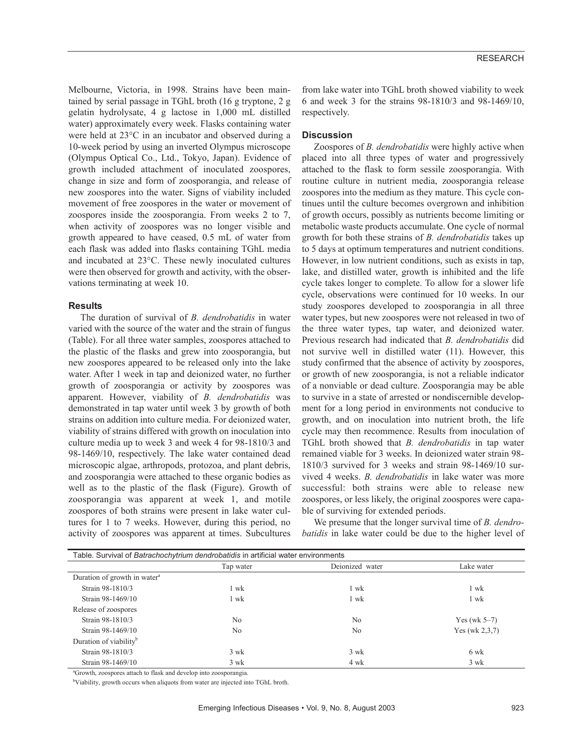Melbourne, Victoria, in 1998. Strains have been maintained by serial passage in TGhL broth (16 g tryptone, 2 g gelatin hydrolysate, 4 g lactose in 1,000 mL distilled water) approximately every week. Flasks containing water were held at 23°C in an incubator and observed during a 10-week period by using an inverted Olympus microscope (Olympus Optical Co., Ltd., Tokyo, Japan). Evidence of growth included attachment of inoculated zoospores, change in size and form of zoosporangia, and release of new zoospores into the water. Signs of viability included movement of free zoospores in the water or movement of zoospores inside the zoosporangia. From weeks 2 to 7, when activity of zoospores was no longer visible and growth appeared to have ceased, 0.5 mL of water from each flask was added into flasks containing TGhL media and incubated at 23°C. These newly inoculated cultures were then observed for growth and activity, with the observations terminating at week 10.

### Results

The duration of survival of *B. dendrobatidis* in water varied with the source of the water and the strain of fungus (Table). For all three water samples, zoospores attached to the plastic of the flasks and grew into zoosporangia, but new zoospores appeared to be released only into the lake water. After 1 week in tap and deionized water, no further growth of zoosporangia or activity by zoospores was apparent. However, viability of *B. dendrobatidis* was demonstrated in tap water until week 3 by growth of both strains on addition into culture media. For deionized water, viability of strains differed with growth on inoculation into culture media up to week 3 and week 4 for 98-1810/3 and 98-1469/10, respectively. The lake water contained dead microscopic algae, arthropods, protozoa, and plant debris, and zoosporangia were attached to these organic bodies as well as to the plastic of the flask (Figure). Growth of zoosporangia was apparent at week 1, and motile zoospores of both strains were present in lake water cultures for 1 to 7 weeks. However, during this period, no activity of zoospores was apparent at times. Subcultures from lake water into TGhL broth showed viability to week 6 and week 3 for the strains 98-1810/3 and 98-1469/10, respectively.

### Discussion

Zoospores of *B. dendrobatidis* were highly active when placed into all three types of water and progressively attached to the flask to form sessile zoosporangia. With routine culture in nutrient media, zoosporangia release zoospores into the medium as they mature. This cycle continues until the culture becomes overgrown and inhibition of growth occurs, possibly as nutrients become limiting or metabolic waste products accumulate. One cycle of normal growth for both these strains of *B. dendrobatidis* takes up to 5 days at optimum temperatures and nutrient conditions. However, in low nutrient conditions, such as exists in tap, lake, and distilled water, growth is inhibited and the life cycle takes longer to complete. To allow for a slower life cycle, observations were continued for 10 weeks. In our study zoospores developed to zoosporangia in all three water types, but new zoospores were not released in two of the three water types, tap water, and deionized water. Previous research had indicated that *B. dendrobatidis* did not survive well in distilled water (11). However, this study confirmed that the absence of activity by zoospores, or growth of new zoosporangia, is not a reliable indicator of a nonviable or dead culture. Zoosporangia may be able to survive in a state of arrested or nondiscernible development for a long period in environments not conducive to growth, and on inoculation into nutrient broth, the life cycle may then recommence. Results from inoculation of TGhL broth showed that *B. dendrobatidis* in tap water remained viable for 3 weeks. In deionized water strain 98-1810/3 survived for 3 weeks and strain 98-1469/10 survived 4 weeks. *B. dendrobatidis* in lake water was more successful: both strains were able to release new zoospores, or less likely, the original zoospores were capable of surviving for extended periods.

We presume that the longer survival time of *B. dendrobatidis* in lake water could be due to the higher level of

Table. Survival of *Batrachochytrium dendrobatidis* in artificial water environments

| | Tap water | Deionized water | Lake water |
|---|---|---|---|
| Duration of growth in water[a] | | | |
| Strain 98-1810/3 | 1 wk | 1 wk | 1 wk |
| Strain 98-1469/10 | 1 wk | 1 wk | 1 wk |
| Release of zoospores | | | |
| Strain 98-1810/3 | No | No | Yes (wk 5–7) |
| Strain 98-1469/10 | No | No | Yes (wk 2,3,7) |
| Duration of viability[b] | | | |
| Strain 98-1810/3 | 3 wk | 3 wk | 6 wk |
| Strain 98-1469/10 | 3 wk | 4 wk | 3 wk |

[a]Growth, zoospores attach to flask and develop into zoosporangia.

[b]Viability, growth occurs when aliquots from water are injected into TGhL broth.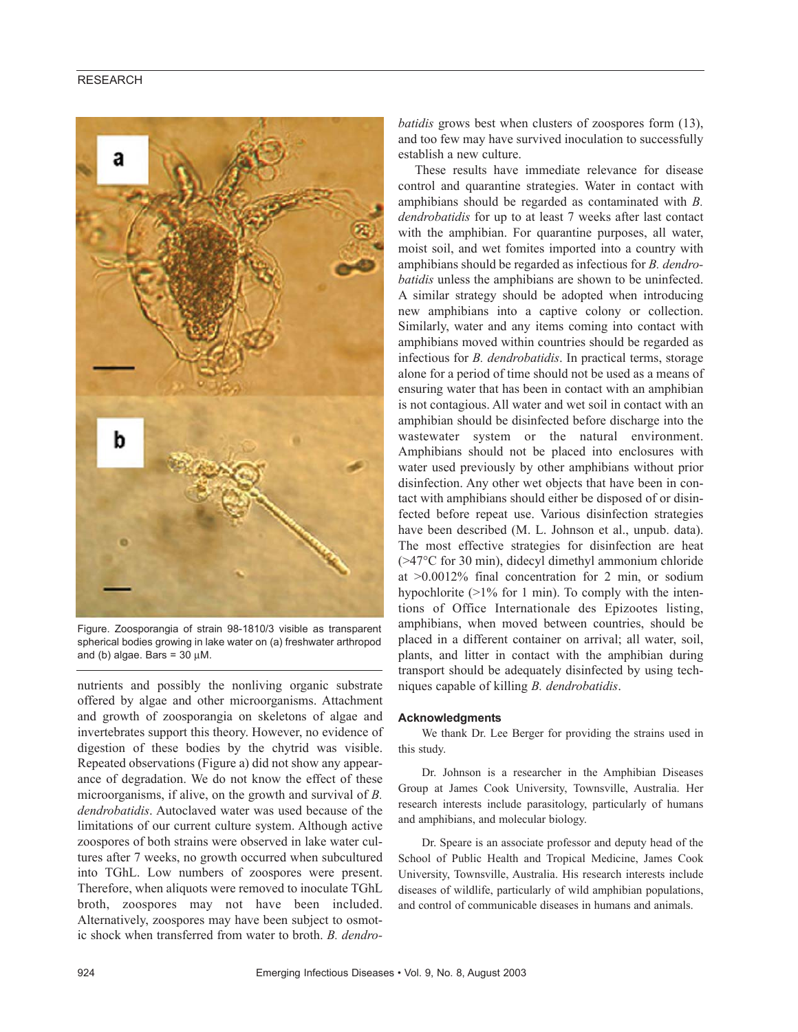Figure. Zoosporangia of strain 98-1810/3 visible as transparent spherical bodies growing in lake water on (a) freshwater arthropod and (b) algae. Bars = 30 μM.

nutrients and possibly the nonliving organic substrate offered by algae and other microorganisms. Attachment and growth of zoosporangia on skeletons of algae and invertebrates support this theory. However, no evidence of digestion of these bodies by the chytrid was visible. Repeated observations (Figure a) did not show any appearance of degradation. We do not know the effect of these microorganisms, if alive, on the growth and survival of *B. dendrobatidis*. Autoclaved water was used because of the limitations of our current culture system. Although active zoospores of both strains were observed in lake water cultures after 7 weeks, no growth occurred when subcultured into TGhL. Low numbers of zoospores were present. Therefore, when aliquots were removed to inoculate TGhL broth, zoospores may not have been included. Alternatively, zoospores may have been subject to osmotic shock when transferred from water to broth. *B. dendrobatidis* grows best when clusters of zoospores form (13), and too few may have survived inoculation to successfully establish a new culture.

These results have immediate relevance for disease control and quarantine strategies. Water in contact with amphibians should be regarded as contaminated with *B. dendrobatidis* for up to at least 7 weeks after last contact with the amphibian. For quarantine purposes, all water, moist soil, and wet fomites imported into a country with amphibians should be regarded as infectious for *B. dendrobatidis* unless the amphibians are shown to be uninfected. A similar strategy should be adopted when introducing new amphibians into a captive colony or collection. Similarly, water and any items coming into contact with amphibians moved within countries should be regarded as infectious for *B. dendrobatidis*. In practical terms, storage alone for a period of time should not be used as a means of ensuring water that has been in contact with an amphibian is not contagious. All water and wet soil in contact with an amphibian should be disinfected before discharge into the wastewater system or the natural environment. Amphibians should not be placed into enclosures with water used previously by other amphibians without prior disinfection. Any other wet objects that have been in contact with amphibians should either be disposed of or disinfected before repeat use. Various disinfection strategies have been described (M. L. Johnson et al., unpub. data). The most effective strategies for disinfection are heat (>47°C for 30 min), didecyl dimethyl ammonium chloride at >0.0012% final concentration for 2 min, or sodium hypochlorite (>1% for 1 min). To comply with the intentions of Office Internationale des Epizootes listing, amphibians, when moved between countries, should be placed in a different container on arrival; all water, soil, plants, and litter in contact with the amphibian during transport should be adequately disinfected by using techniques capable of killing *B. dendrobatidis*.

### Acknowledgments

We thank Dr. Lee Berger for providing the strains used in this study.

Dr. Johnson is a researcher in the Amphibian Diseases Group at James Cook University, Townsville, Australia. Her research interests include parasitology, particularly of humans and amphibians, and molecular biology.

Dr. Speare is an associate professor and deputy head of the School of Public Health and Tropical Medicine, James Cook University, Townsville, Australia. His research interests include diseases of wildlife, particularly of wild amphibian populations, and control of communicable diseases in humans and animals.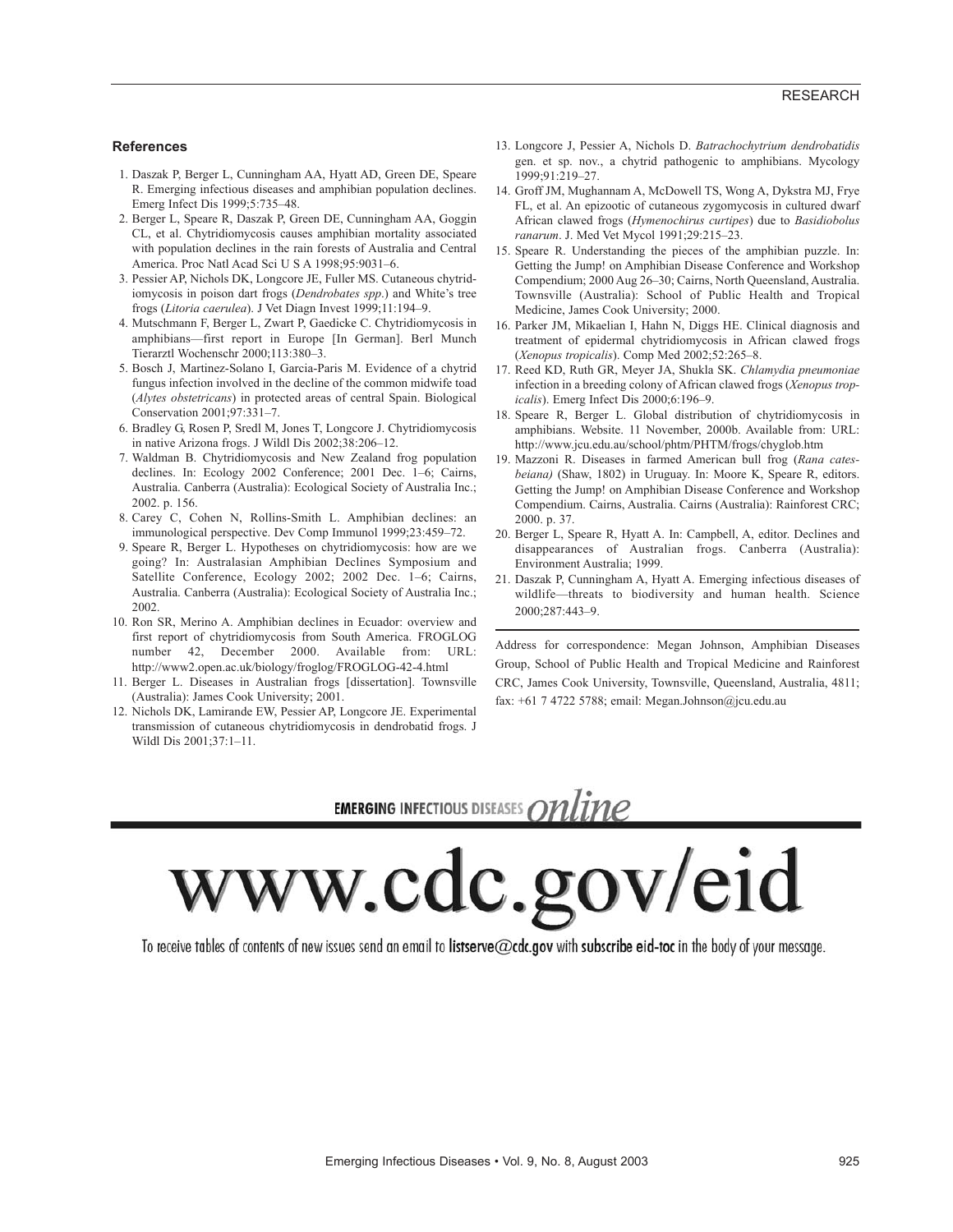## References

1. Daszak P, Berger L, Cunningham AA, Hyatt AD, Green DE, Speare R. Emerging infectious diseases and amphibian population declines. Emerg Infect Dis 1999;5:735–48.
2. Berger L, Speare R, Daszak P, Green DE, Cunningham AA, Goggin CL, et al. Chytridiomycosis causes amphibian mortality associated with population declines in the rain forests of Australia and Central America. Proc Natl Acad Sci U S A 1998;95:9031–6.
3. Pessier AP, Nichols DK, Longcore JE, Fuller MS. Cutaneous chytridiomycosis in poison dart frogs (*Dendrobates spp*.) and White's tree frogs (*Litoria caerulea*). J Vet Diagn Invest 1999;11:194–9.
4. Mutschmann F, Berger L, Zwart P, Gaedicke C. Chytridiomycosis in amphibians—first report in Europe [In German]. Berl Munch Tierarztl Wochenschr 2000;113:380–3.
5. Bosch J, Martinez-Solano I, Garcia-Paris M. Evidence of a chytrid fungus infection involved in the decline of the common midwife toad (*Alytes obstetricans*) in protected areas of central Spain. Biological Conservation 2001;97:331–7.
6. Bradley G, Rosen P, Sredl M, Jones T, Longcore J. Chytridiomycosis in native Arizona frogs. J Wildl Dis 2002;38:206–12.
7. Waldman B. Chytridiomycosis and New Zealand frog population declines. In: Ecology 2002 Conference; 2001 Dec. 1–6; Cairns, Australia. Canberra (Australia): Ecological Society of Australia Inc.; 2002. p. 156.
8. Carey C, Cohen N, Rollins-Smith L. Amphibian declines: an immunological perspective. Dev Comp Immunol 1999;23:459–72.
9. Speare R, Berger L. Hypotheses on chytridiomycosis: how are we going? In: Australasian Amphibian Declines Symposium and Satellite Conference, Ecology 2002; 2002 Dec. 1–6; Cairns, Australia. Canberra (Australia): Ecological Society of Australia Inc.; 2002.
10. Ron SR, Merino A. Amphibian declines in Ecuador: overview and first report of chytridiomycosis from South America. FROGLOG number 42, December 2000. Available from: URL: http://www2.open.ac.uk/biology/froglog/FROGLOG-42-4.html
11. Berger L. Diseases in Australian frogs [dissertation]. Townsville (Australia): James Cook University; 2001.
12. Nichols DK, Lamirande EW, Pessier AP, Longcore JE. Experimental transmission of cutaneous chytridiomycosis in dendrobatid frogs. J Wildl Dis 2001;37:1–11.
13. Longcore J, Pessier A, Nichols D. *Batrachochytrium dendrobatidis* gen. et sp. nov., a chytrid pathogenic to amphibians. Mycology 1999;91:219–27.
14. Groff JM, Mughannam A, McDowell TS, Wong A, Dykstra MJ, Frye FL, et al. An epizootic of cutaneous zygomycosis in cultured dwarf African clawed frogs (*Hymenochirus curtipes*) due to *Basidiobolus ranarum*. J. Med Vet Mycol 1991;29:215–23.
15. Speare R. Understanding the pieces of the amphibian puzzle. In: Getting the Jump! on Amphibian Disease Conference and Workshop Compendium; 2000 Aug 26–30; Cairns, North Queensland, Australia. Townsville (Australia): School of Public Health and Tropical Medicine, James Cook University; 2000.
16. Parker JM, Mikaelian I, Hahn N, Diggs HE. Clinical diagnosis and treatment of epidermal chytridiomycosis in African clawed frogs (*Xenopus tropicalis*). Comp Med 2002;52:265–8.
17. Reed KD, Ruth GR, Meyer JA, Shukla SK. *Chlamydia pneumoniae* infection in a breeding colony of African clawed frogs (*Xenopus tropicalis*). Emerg Infect Dis 2000;6:196–9.
18. Speare R, Berger L. Global distribution of chytridiomycosis in amphibians. Website. 11 November, 2000b. Available from: URL: http://www.jcu.edu.au/school/phtm/PHTM/frogs/chyglob.htm
19. Mazzoni R. Diseases in farmed American bull frog (*Rana catesbeiana)* (Shaw, 1802) in Uruguay. In: Moore K, Speare R, editors. Getting the Jump! on Amphibian Disease Conference and Workshop Compendium. Cairns, Australia. Cairns (Australia): Rainforest CRC; 2000. p. 37.
20. Berger L, Speare R, Hyatt A. In: Campbell, A, editor. Declines and disappearances of Australian frogs. Canberra (Australia): Environment Australia; 1999.
21. Daszak P, Cunningham A, Hyatt A. Emerging infectious diseases of wildlife—threats to biodiversity and human health. Science 2000;287:443–9.

Address for correspondence: Megan Johnson, Amphibian Diseases Group, School of Public Health and Tropical Medicine and Rainforest CRC, James Cook University, Townsville, Queensland, Australia, 4811; fax: +61 7 4722 5788; email: Megan.Johnson@jcu.edu.au

EMERGING INFECTIOUS DISEASES *online*

# www.cdc.gov/eid

To receive tables of contents of new issues send an email to **listserve@cdc.gov** with **subscribe eid-toc** in the body of your message.